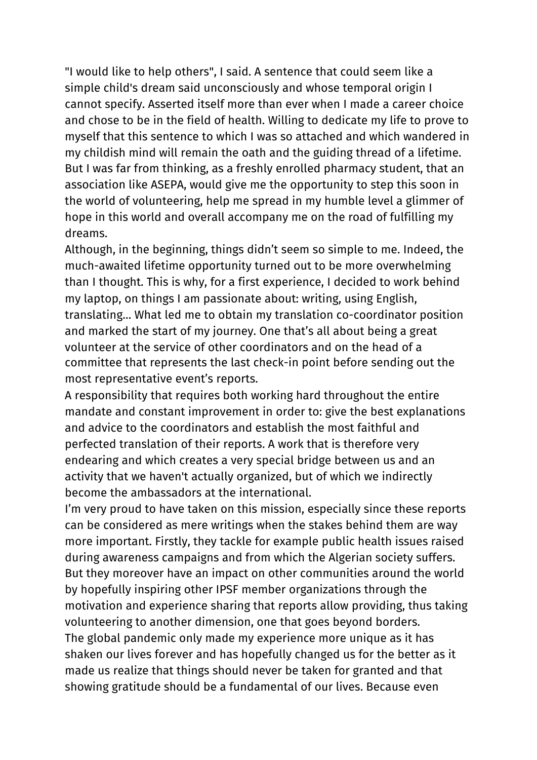"I would like to help others", I said. A sentence that could seem like a simple child's dream said unconsciously and whose temporal origin I cannot specify. Asserted itself more than ever when I made a career choice and chose to be in the field of health. Willing to dedicate my life to prove to myself that this sentence to which I was so attached and which wandered in my childish mind will remain the oath and the guiding thread of a lifetime. But I was far from thinking, as a freshly enrolled pharmacy student, that an association like ASEPA, would give me the opportunity to step this soon in the world of volunteering, help me spread in my humble level a glimmer of hope in this world and overall accompany me on the road of fulfilling my dreams.

Although, in the beginning, things didn't seem so simple to me. Indeed, the much-awaited lifetime opportunity turned out to be more overwhelming than I thought. This is why, for a first experience, I decided to work behind my laptop, on things I am passionate about: writing, using English, translating… What led me to obtain my translation co-coordinator position and marked the start of my journey. One that's all about being a great volunteer at the service of other coordinators and on the head of a committee that represents the last check-in point before sending out the most representative event's reports.

A responsibility that requires both working hard throughout the entire mandate and constant improvement in order to: give the best explanations and advice to the coordinators and establish the most faithful and perfected translation of their reports. A work that is therefore very endearing and which creates a very special bridge between us and an activity that we haven't actually organized, but of which we indirectly become the ambassadors at the international.

I'm very proud to have taken on this mission, especially since these reports can be considered as mere writings when the stakes behind them are way more important. Firstly, they tackle for example public health issues raised during awareness campaigns and from which the Algerian society suffers. But they moreover have an impact on other communities around the world by hopefully inspiring other IPSF member organizations through the motivation and experience sharing that reports allow providing, thus taking volunteering to another dimension, one that goes beyond borders.

The global pandemic only made my experience more unique as it has shaken our lives forever and has hopefully changed us for the better as it made us realize that things should never be taken for granted and that showing gratitude should be a fundamental of our lives. Because even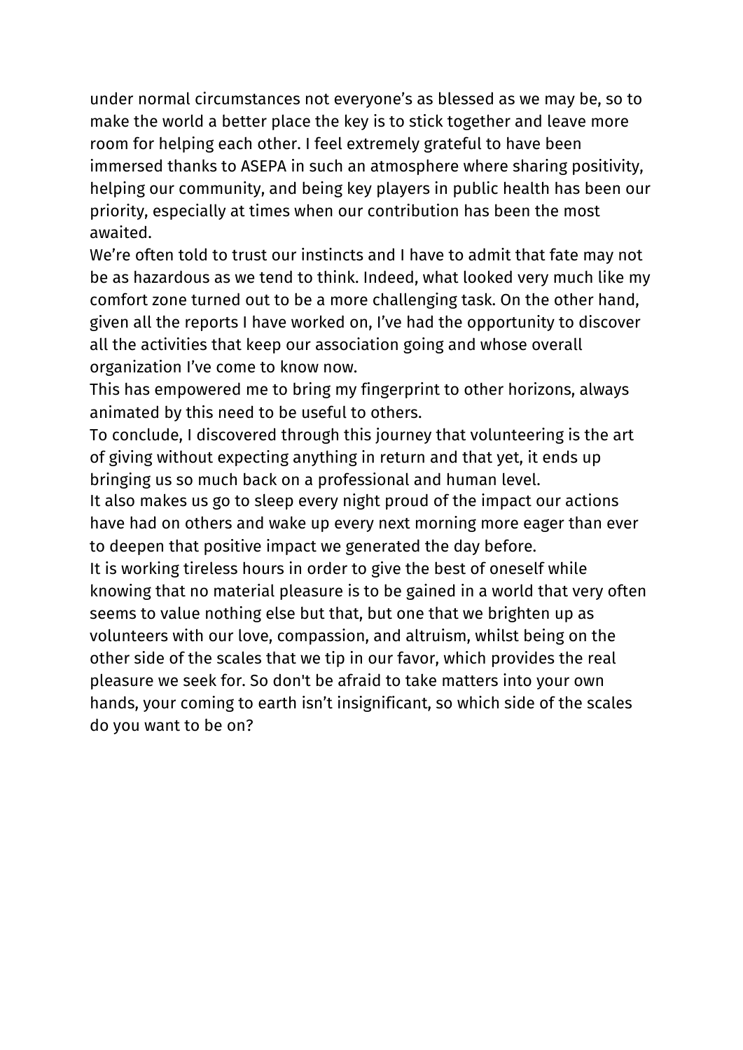under normal circumstances not everyone's as blessed as we may be, so to make the world a better place the key is to stick together and leave more room for helping each other. I feel extremely grateful to have been immersed thanks to ASEPA in such an atmosphere where sharing positivity, helping our community, and being key players in public health has been our priority, especially at times when our contribution has been the most awaited.

We're often told to trust our instincts and I have to admit that fate may not be as hazardous as we tend to think. Indeed, what looked very much like my comfort zone turned out to be a more challenging task. On the other hand, given all the reports I have worked on, I've had the opportunity to discover all the activities that keep our association going and whose overall organization I've come to know now.

This has empowered me to bring my fingerprint to other horizons, always animated by this need to be useful to others.

To conclude, I discovered through this journey that volunteering is the art of giving without expecting anything in return and that yet, it ends up bringing us so much back on a professional and human level.

It also makes us go to sleep every night proud of the impact our actions have had on others and wake up every next morning more eager than ever to deepen that positive impact we generated the day before.

It is working tireless hours in order to give the best of oneself while knowing that no material pleasure is to be gained in a world that very often seems to value nothing else but that, but one that we brighten up as volunteers with our love, compassion, and altruism, whilst being on the other side of the scales that we tip in our favor, which provides the real pleasure we seek for. So don't be afraid to take matters into your own hands, your coming to earth isn't insignificant, so which side of the scales do you want to be on?